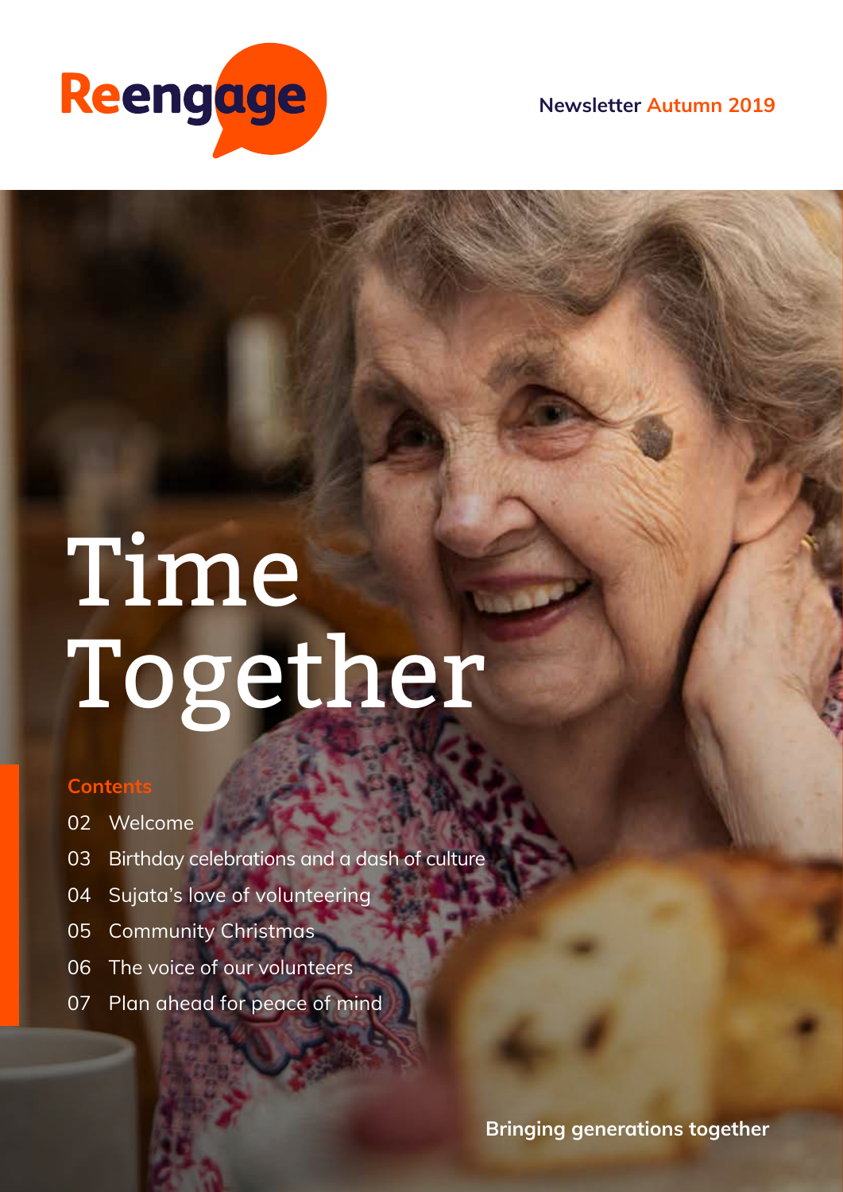Reengage

Newsletter Autumn 2019

# Time Together

## Contents

02 Welcome

03 Birthday celebrations and a dash of culture

04 Sujata's love of volunteering

05 Community Christmas

06 The voice of our volunteers

07 Plan ahead for peace of mind

**Bringing generations together**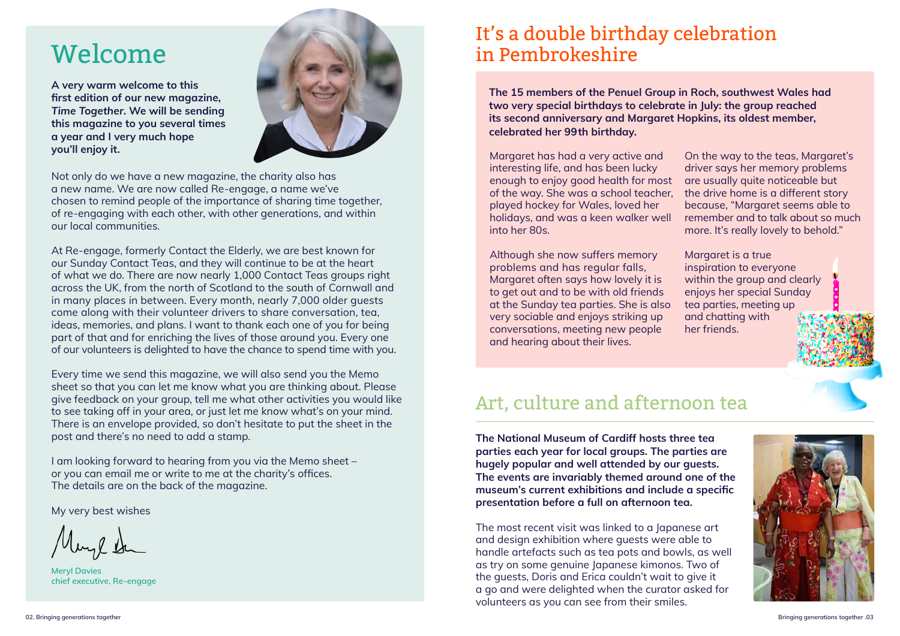# Welcome

**A very warm welcome to this first edition of our new magazine, *Time Together*. We will be sending this magazine to you several times a year and I very much hope you'll enjoy it.**

Not only do we have a new magazine, the charity also has a new name. We are now called Re-engage, a name we've chosen to remind people of the importance of sharing time together, of re-engaging with each other, with other generations, and within our local communities.

At Re-engage, formerly Contact the Elderly, we are best known for our Sunday Contact Teas, and they will continue to be at the heart of what we do. There are now nearly 1,000 Contact Teas groups right across the UK, from the north of Scotland to the south of Cornwall and in many places in between. Every month, nearly 7,000 older guests come along with their volunteer drivers to share conversation, tea, ideas, memories, and plans. I want to thank each one of you for being part of that and for enriching the lives of those around you. Every one of our volunteers is delighted to have the chance to spend time with you.

Every time we send this magazine, we will also send you the Memo sheet so that you can let me know what you are thinking about. Please give feedback on your group, tell me what other activities you would like to see taking off in your area, or just let me know what's on your mind. There is an envelope provided, so don't hesitate to put the sheet in the post and there's no need to add a stamp.

I am looking forward to hearing from you via the Memo sheet – or you can email me or write to me at the charity's offices. The details are on the back of the magazine.

My very best wishes

Meryl Davies
chief executive, Re-engage

# It's a double birthday celebration in Pembrokeshire

**The 15 members of the Penuel Group in Roch, southwest Wales had two very special birthdays to celebrate in July: the group reached its second anniversary and Margaret Hopkins, its oldest member, celebrated her 99th birthday.**

Margaret has had a very active and interesting life, and has been lucky enough to enjoy good health for most of the way. She was a school teacher, played hockey for Wales, loved her holidays, and was a keen walker well into her 80s.

Although she now suffers memory problems and has regular falls, Margaret often says how lovely it is to get out and to be with old friends at the Sunday tea parties. She is also very sociable and enjoys striking up conversations, meeting new people and hearing about their lives.

On the way to the teas, Margaret's driver says her memory problems are usually quite noticeable but the drive home is a different story because, "Margaret seems able to remember and to talk about so much more. It's really lovely to behold."

Margaret is a true inspiration to everyone within the group and clearly enjoys her special Sunday tea parties, meeting up and chatting with her friends.

# Art, culture and afternoon tea

**The National Museum of Cardiff hosts three tea parties each year for local groups. The parties are hugely popular and well attended by our guests. The events are invariably themed around one of the museum's current exhibitions and include a specific presentation before a full on afternoon tea.**

The most recent visit was linked to a Japanese art and design exhibition where guests were able to handle artefacts such as tea pots and bowls, as well as try on some genuine Japanese kimonos. Two of the guests, Doris and Erica couldn't wait to give it a go and were delighted when the curator asked for volunteers as you can see from their smiles.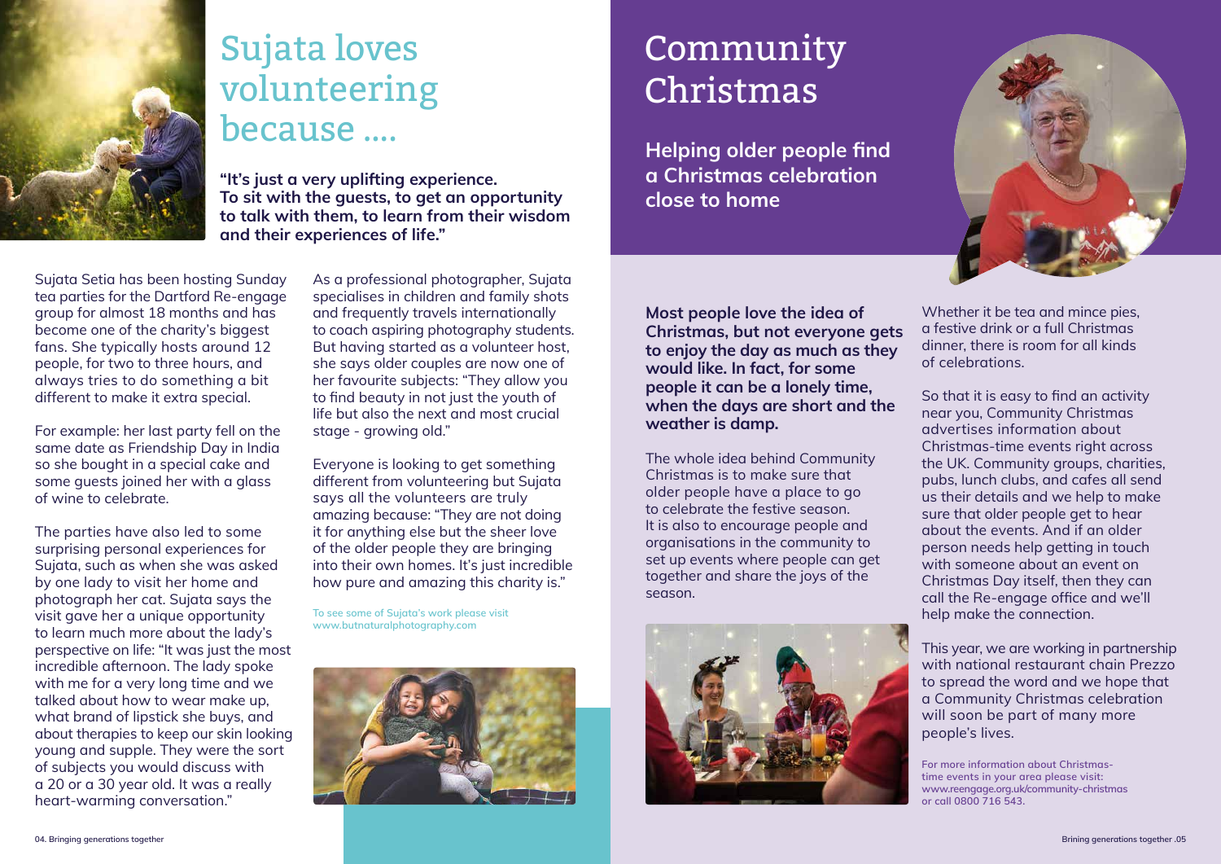# Sujata loves volunteering because ....

**"It's just a very uplifting experience. To sit with the guests, to get an opportunity to talk with them, to learn from their wisdom and their experiences of life."**

Sujata Setia has been hosting Sunday tea parties for the Dartford Re-engage group for almost 18 months and has become one of the charity's biggest fans. She typically hosts around 12 people, for two to three hours, and always tries to do something a bit different to make it extra special.

For example: her last party fell on the same date as Friendship Day in India so she bought in a special cake and some guests joined her with a glass of wine to celebrate.

The parties have also led to some surprising personal experiences for Sujata, such as when she was asked by one lady to visit her home and photograph her cat. Sujata says the visit gave her a unique opportunity to learn much more about the lady's perspective on life: "It was just the most incredible afternoon. The lady spoke with me for a very long time and we talked about how to wear make up, what brand of lipstick she buys, and about therapies to keep our skin looking young and supple. They were the sort of subjects you would discuss with a 20 or a 30 year old. It was a really heart-warming conversation."

As a professional photographer, Sujata specialises in children and family shots and frequently travels internationally to coach aspiring photography students. But having started as a volunteer host, she says older couples are now one of her favourite subjects: "They allow you to find beauty in not just the youth of life but also the next and most crucial stage - growing old."

Everyone is looking to get something different from volunteering but Sujata says all the volunteers are truly amazing because: "They are not doing it for anything else but the sheer love of the older people they are bringing into their own homes. It's just incredible how pure and amazing this charity is."

To see some of Sujata's work please visit www.butnaturalphotography.com

# Community Christmas

**Helping older people find a Christmas celebration close to home**

**Most people love the idea of Christmas, but not everyone gets to enjoy the day as much as they would like. In fact, for some people it can be a lonely time, when the days are short and the weather is damp.**

The whole idea behind Community Christmas is to make sure that older people have a place to go to celebrate the festive season. It is also to encourage people and organisations in the community to set up events where people can get together and share the joys of the season.

Whether it be tea and mince pies, a festive drink or a full Christmas dinner, there is room for all kinds of celebrations.

So that it is easy to find an activity near you, Community Christmas advertises information about Christmas-time events right across the UK. Community groups, charities, pubs, lunch clubs, and cafes all send us their details and we help to make sure that older people get to hear about the events. And if an older person needs help getting in touch with someone about an event on Christmas Day itself, then they can call the Re-engage office and we'll help make the connection.

This year, we are working in partnership with national restaurant chain Prezzo to spread the word and we hope that a Community Christmas celebration will soon be part of many more people's lives.

For more information about Christmas-time events in your area please visit: www.reengage.org.uk/community-christmas or call 0800 716 543.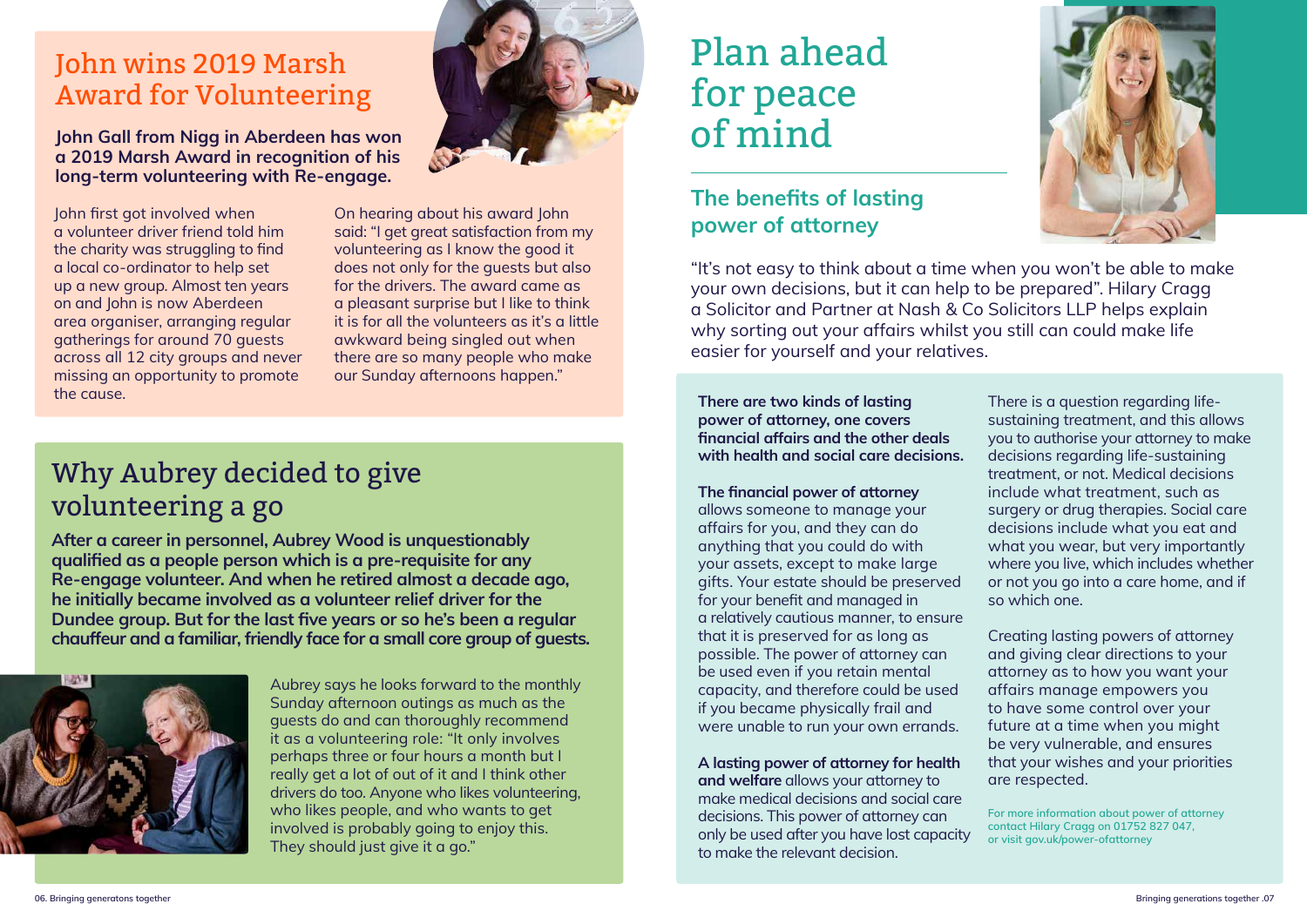## John wins 2019 Marsh Award for Volunteering

**John Gall from Nigg in Aberdeen has won a 2019 Marsh Award in recognition of his long-term volunteering with Re-engage.**

John first got involved when a volunteer driver friend told him the charity was struggling to find a local co-ordinator to help set up a new group. Almost ten years on and John is now Aberdeen area organiser, arranging regular gatherings for around 70 guests across all 12 city groups and never missing an opportunity to promote the cause.

On hearing about his award John said: "I get great satisfaction from my volunteering as I know the good it does not only for the guests but also for the drivers. The award came as a pleasant surprise but I like to think it is for all the volunteers as it's a little awkward being singled out when there are so many people who make our Sunday afternoons happen."

## Why Aubrey decided to give volunteering a go

**After a career in personnel, Aubrey Wood is unquestionably qualified as a people person which is a pre-requisite for any Re-engage volunteer. And when he retired almost a decade ago, he initially became involved as a volunteer relief driver for the Dundee group. But for the last five years or so he's been a regular chauffeur and a familiar, friendly face for a small core group of guests.**

Aubrey says he looks forward to the monthly Sunday afternoon outings as much as the guests do and can thoroughly recommend it as a volunteering role: "It only involves perhaps three or four hours a month but I really get a lot of out of it and I think other drivers do too. Anyone who likes volunteering, who likes people, and who wants to get involved is probably going to enjoy this. They should just give it a go."

# Plan ahead for peace of mind

## The benefits of lasting power of attorney

"It's not easy to think about a time when you won't be able to make your own decisions, but it can help to be prepared". Hilary Cragg a Solicitor and Partner at Nash & Co Solicitors LLP helps explain why sorting out your affairs whilst you still can could make life easier for yourself and your relatives.

**There are two kinds of lasting power of attorney, one covers financial affairs and the other deals with health and social care decisions.**

**The financial power of attorney** allows someone to manage your affairs for you, and they can do anything that you could do with your assets, except to make large gifts. Your estate should be preserved for your benefit and managed in a relatively cautious manner, to ensure that it is preserved for as long as possible. The power of attorney can be used even if you retain mental capacity, and therefore could be used if you became physically frail and were unable to run your own errands.

**A lasting power of attorney for health and welfare** allows your attorney to make medical decisions and social care decisions. This power of attorney can only be used after you have lost capacity to make the relevant decision.

There is a question regarding life-sustaining treatment, and this allows you to authorise your attorney to make decisions regarding life-sustaining treatment, or not. Medical decisions include what treatment, such as surgery or drug therapies. Social care decisions include what you eat and what you wear, but very importantly where you live, which includes whether or not you go into a care home, and if so which one.

Creating lasting powers of attorney and giving clear directions to your attorney as to how you want your affairs manage empowers you to have some control over your future at a time when you might be very vulnerable, and ensures that your wishes and your priorities are respected.

For more information about power of attorney contact Hilary Cragg on 01752 827 047, or visit gov.uk/power-ofattorney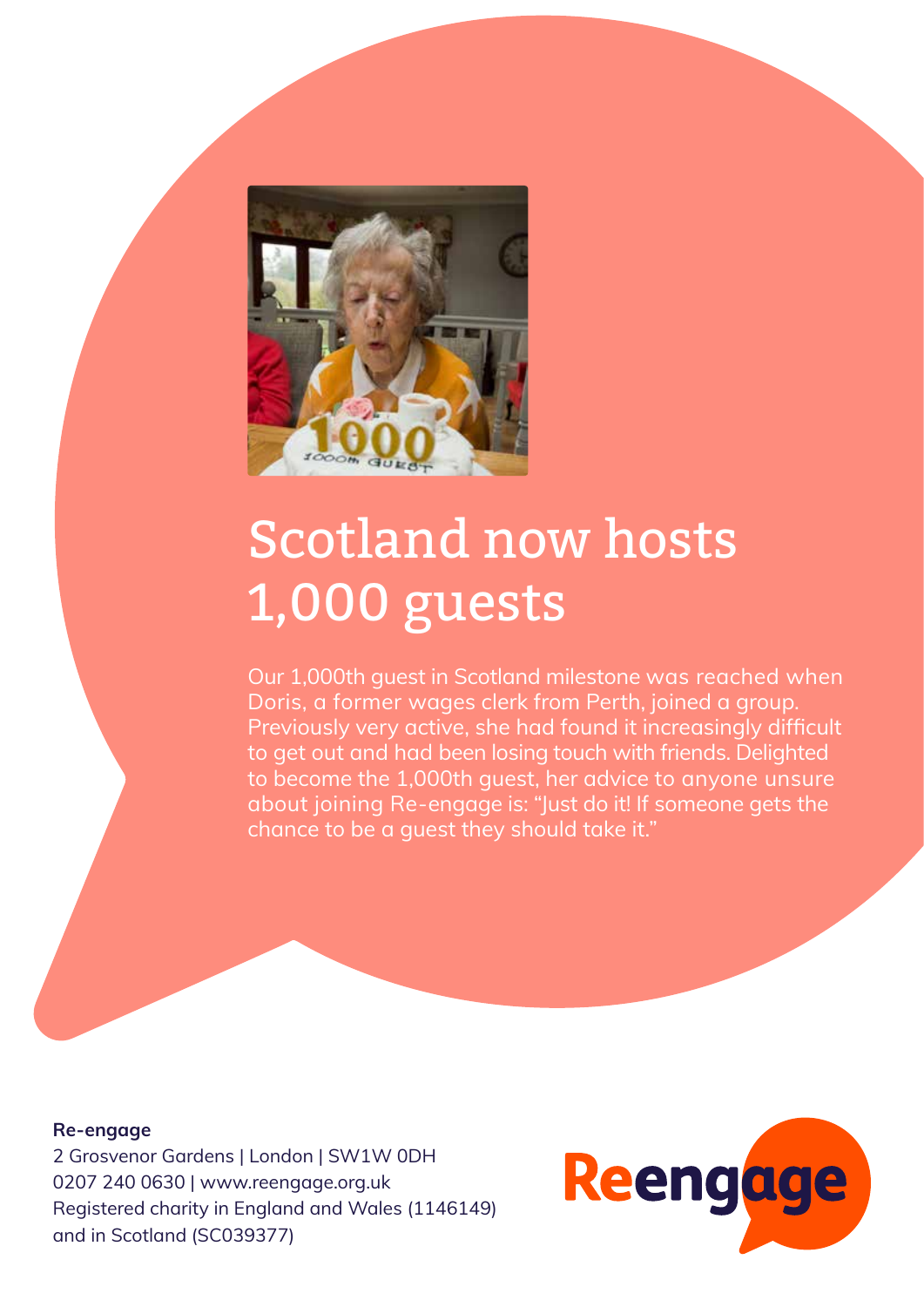# Scotland now hosts 1,000 guests

Our 1,000th guest in Scotland milestone was reached when Doris, a former wages clerk from Perth, joined a group. Previously very active, she had found it increasingly difficult to get out and had been losing touch with friends. Delighted to become the 1,000th guest, her advice to anyone unsure about joining Re-engage is: "Just do it! If someone gets the chance to be a guest they should take it."

**Re-engage**
2 Grosvenor Gardens | London | SW1W 0DH
0207 240 0630 | www.reengage.org.uk
Registered charity in England and Wales (1146149) and in Scotland (SC039377)

Reengage